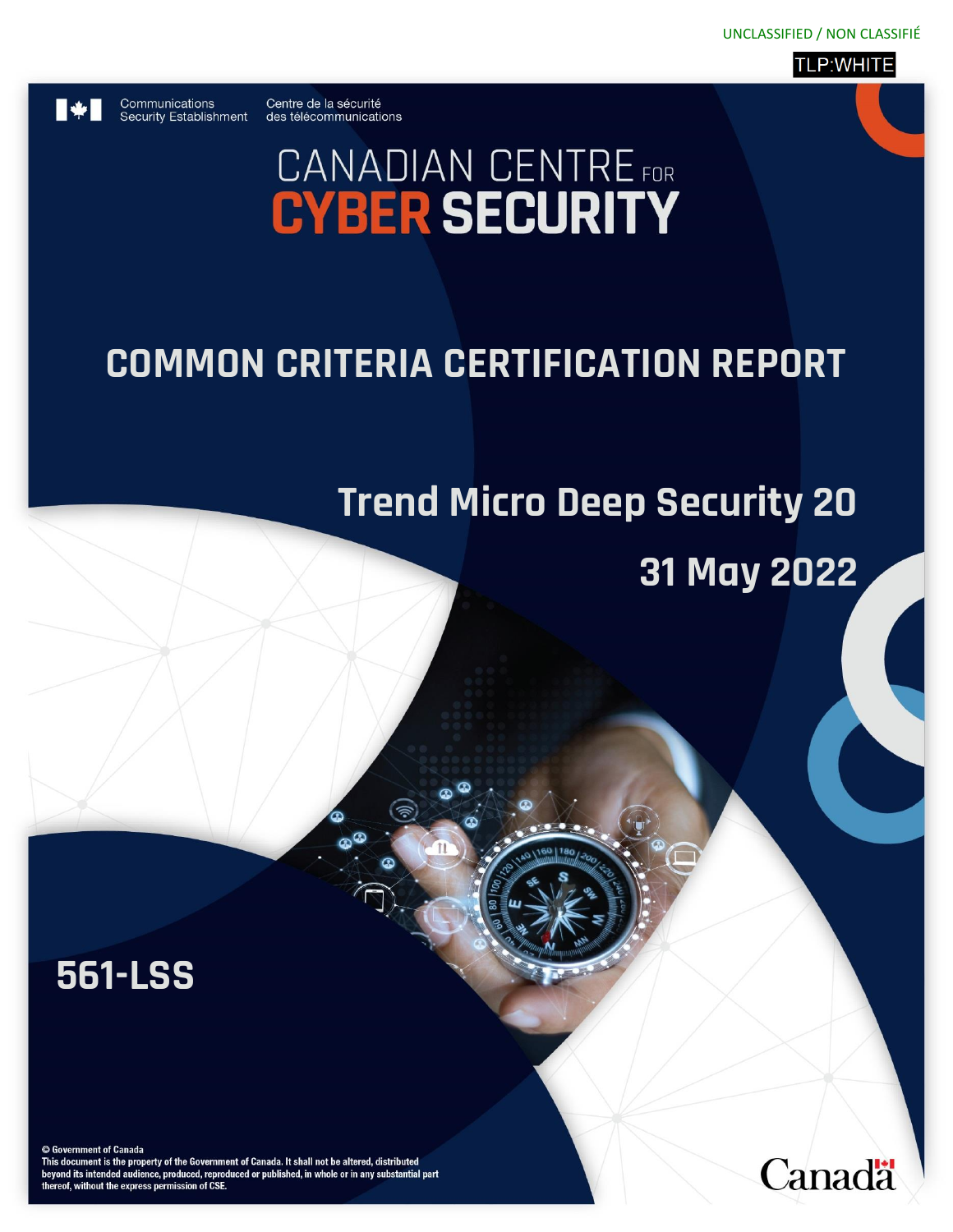UNCLASSIFIED / NON CLASSIFIÉ

TLP:WHITE

Communications Security Establishment | Centre de la sécurité des télécommunications

# CANADIAN CENTRE FOR CYBER SECURITY

# COMMON CRITERIA CERTIFICATION REPORT

## Trend Micro Deep Security 20

## 31 May 2022

## 561-LSS

© Government of Canada
This document is the property of the Government of Canada. It shall not be altered, distributed beyond its intended audience, produced, reproduced or published, in whole or in any substantial part thereof, without the express permission of CSE.

Canada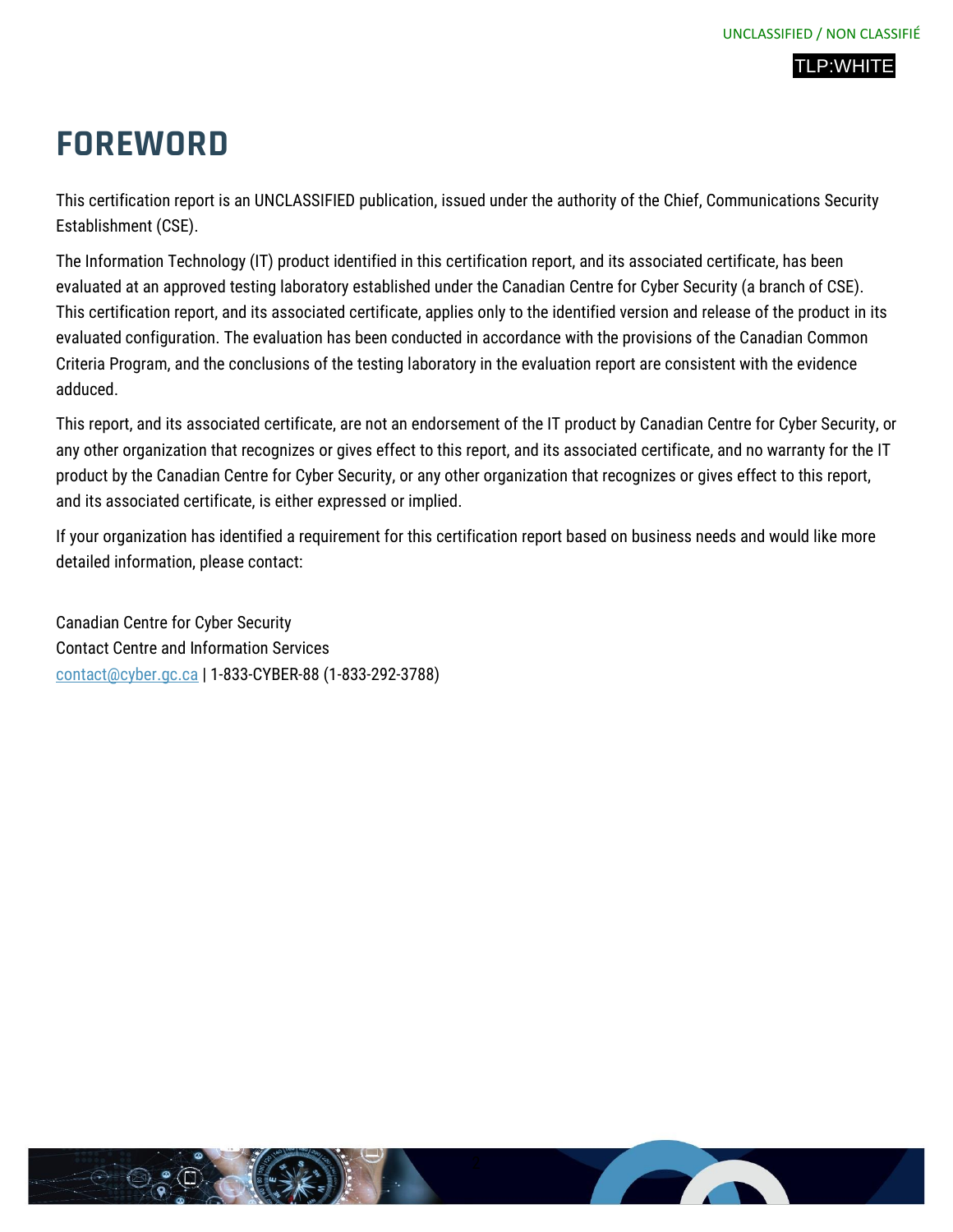# FOREWORD

This certification report is an UNCLASSIFIED publication, issued under the authority of the Chief, Communications Security Establishment (CSE).

The Information Technology (IT) product identified in this certification report, and its associated certificate, has been evaluated at an approved testing laboratory established under the Canadian Centre for Cyber Security (a branch of CSE). This certification report, and its associated certificate, applies only to the identified version and release of the product in its evaluated configuration. The evaluation has been conducted in accordance with the provisions of the Canadian Common Criteria Program, and the conclusions of the testing laboratory in the evaluation report are consistent with the evidence adduced.

This report, and its associated certificate, are not an endorsement of the IT product by Canadian Centre for Cyber Security, or any other organization that recognizes or gives effect to this report, and its associated certificate, and no warranty for the IT product by the Canadian Centre for Cyber Security, or any other organization that recognizes or gives effect to this report, and its associated certificate, is either expressed or implied.

If your organization has identified a requirement for this certification report based on business needs and would like more detailed information, please contact:

Canadian Centre for Cyber Security
Contact Centre and Information Services
contact@cyber.gc.ca | 1-833-CYBER-88 (1-833-292-3788)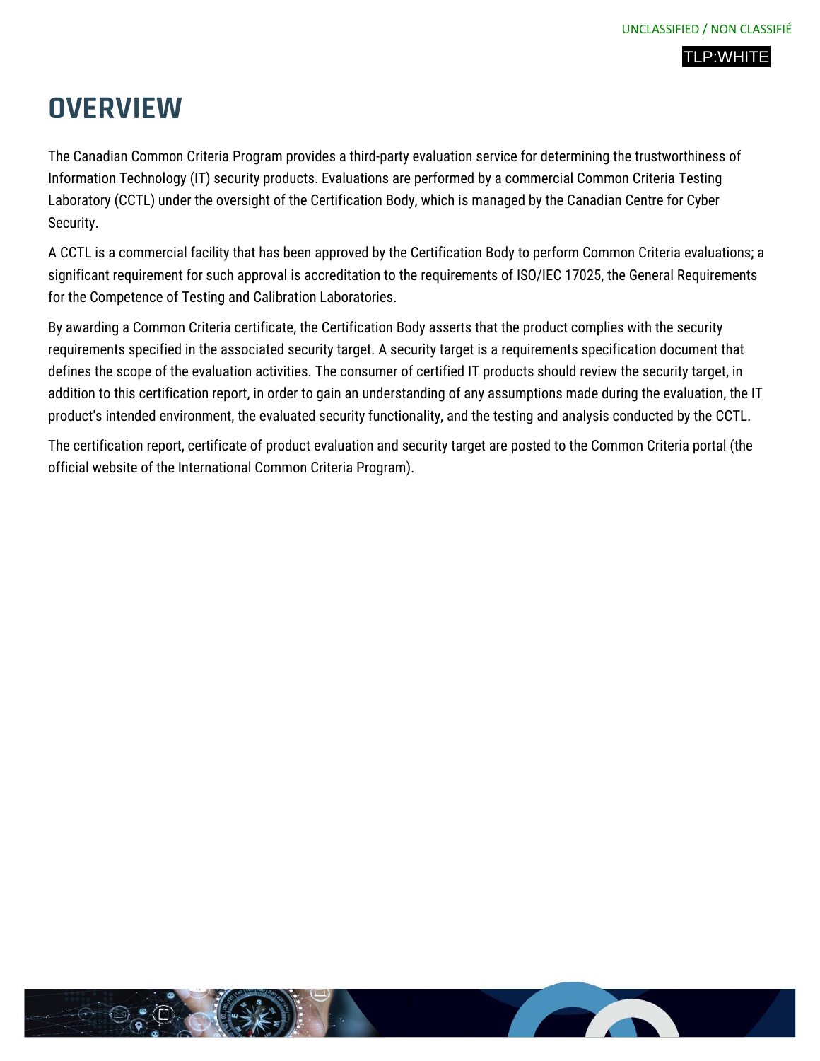# OVERVIEW

The Canadian Common Criteria Program provides a third-party evaluation service for determining the trustworthiness of Information Technology (IT) security products. Evaluations are performed by a commercial Common Criteria Testing Laboratory (CCTL) under the oversight of the Certification Body, which is managed by the Canadian Centre for Cyber Security.

A CCTL is a commercial facility that has been approved by the Certification Body to perform Common Criteria evaluations; a significant requirement for such approval is accreditation to the requirements of ISO/IEC 17025, the General Requirements for the Competence of Testing and Calibration Laboratories.

By awarding a Common Criteria certificate, the Certification Body asserts that the product complies with the security requirements specified in the associated security target. A security target is a requirements specification document that defines the scope of the evaluation activities. The consumer of certified IT products should review the security target, in addition to this certification report, in order to gain an understanding of any assumptions made during the evaluation, the IT product's intended environment, the evaluated security functionality, and the testing and analysis conducted by the CCTL.

The certification report, certificate of product evaluation and security target are posted to the Common Criteria portal (the official website of the International Common Criteria Program).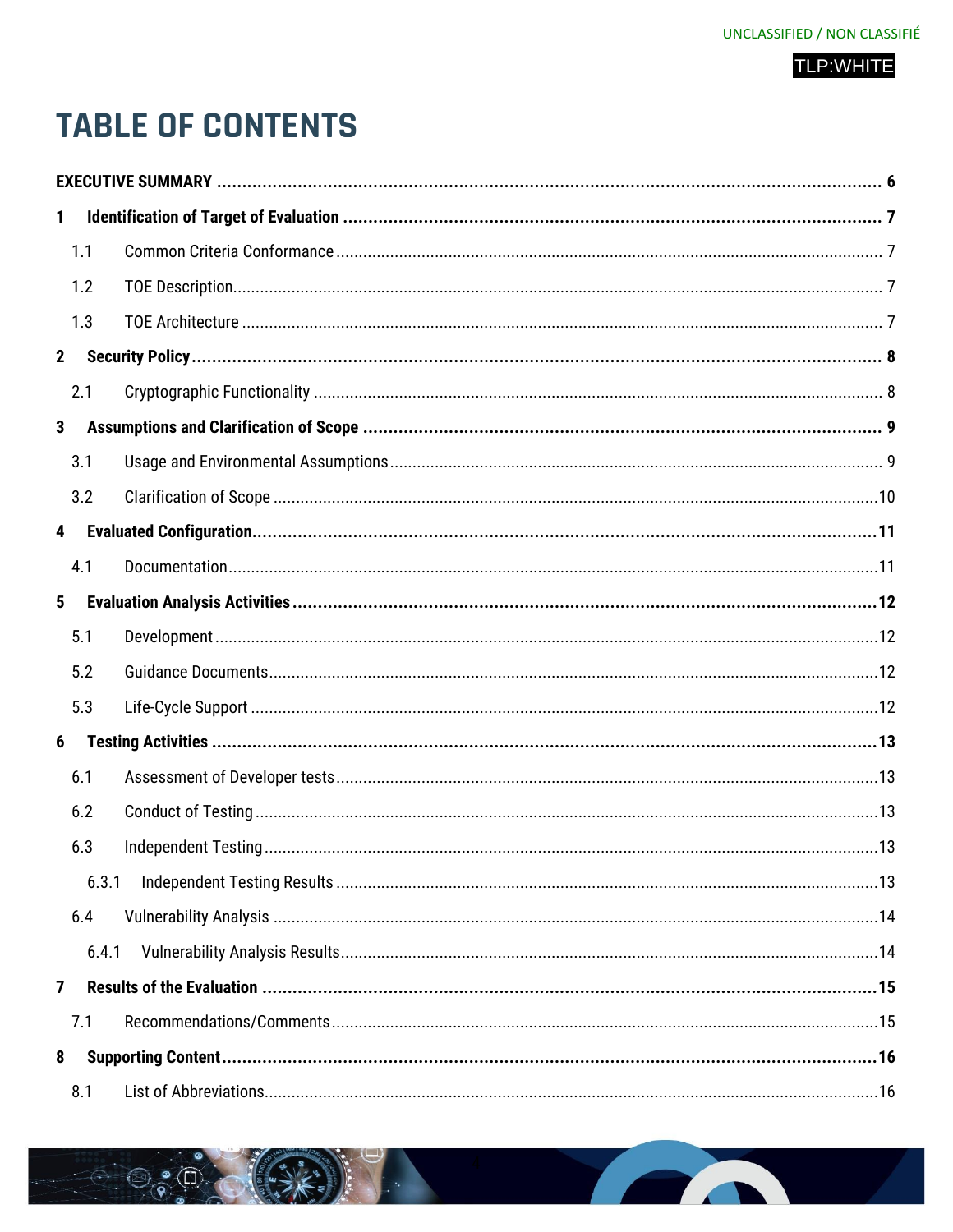UNCLASSIFIED / NON CLASSIFIÉ

TLP:WHITE

# TABLE OF CONTENTS

**EXECUTIVE SUMMARY** ..... **6**

**1 Identification of Target of Evaluation** ..... **7**

- 1.1 Common Criteria Conformance ..... 7
- 1.2 TOE Description ..... 7
- 1.3 TOE Architecture ..... 7

**2 Security Policy** ..... **8**

- 2.1 Cryptographic Functionality ..... 8

**3 Assumptions and Clarification of Scope** ..... **9**

- 3.1 Usage and Environmental Assumptions ..... 9
- 3.2 Clarification of Scope ..... 10

**4 Evaluated Configuration** ..... **11**

- 4.1 Documentation ..... 11

**5 Evaluation Analysis Activities** ..... **12**

- 5.1 Development ..... 12
- 5.2 Guidance Documents ..... 12
- 5.3 Life-Cycle Support ..... 12

**6 Testing Activities** ..... **13**

- 6.1 Assessment of Developer tests ..... 13
- 6.2 Conduct of Testing ..... 13
- 6.3 Independent Testing ..... 13
  - 6.3.1 Independent Testing Results ..... 13
- 6.4 Vulnerability Analysis ..... 14
  - 6.4.1 Vulnerability Analysis Results ..... 14

**7 Results of the Evaluation** ..... **15**

- 7.1 Recommendations/Comments ..... 15

**8 Supporting Content** ..... **16**

- 8.1 List of Abbreviations ..... 16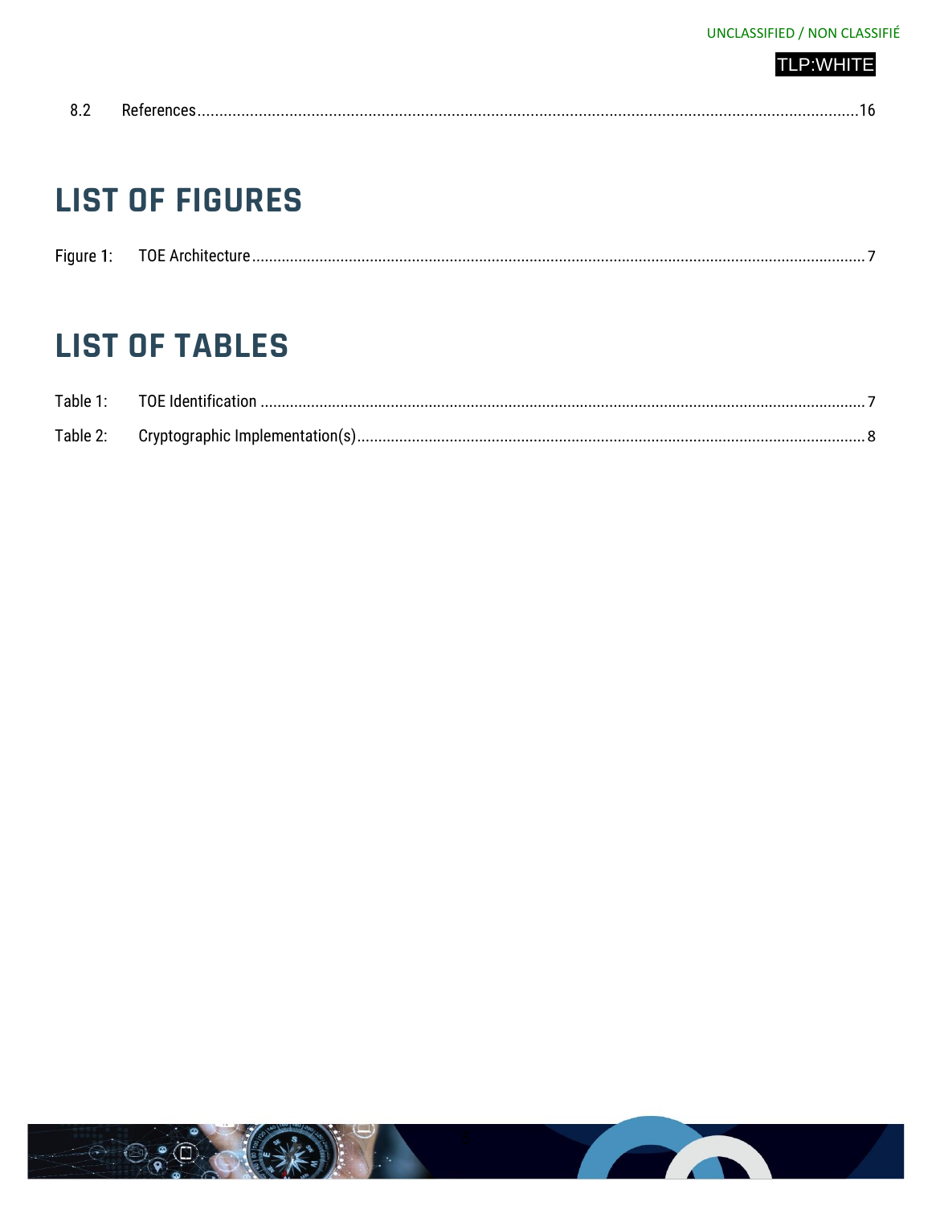8.2 References ........................................................................ 16

# LIST OF FIGURES

Figure 1: TOE Architecture ........................................................................ 7

# LIST OF TABLES

Table 1: TOE Identification ........................................................................ 7

Table 2: Cryptographic Implementation(s) ........................................................................ 8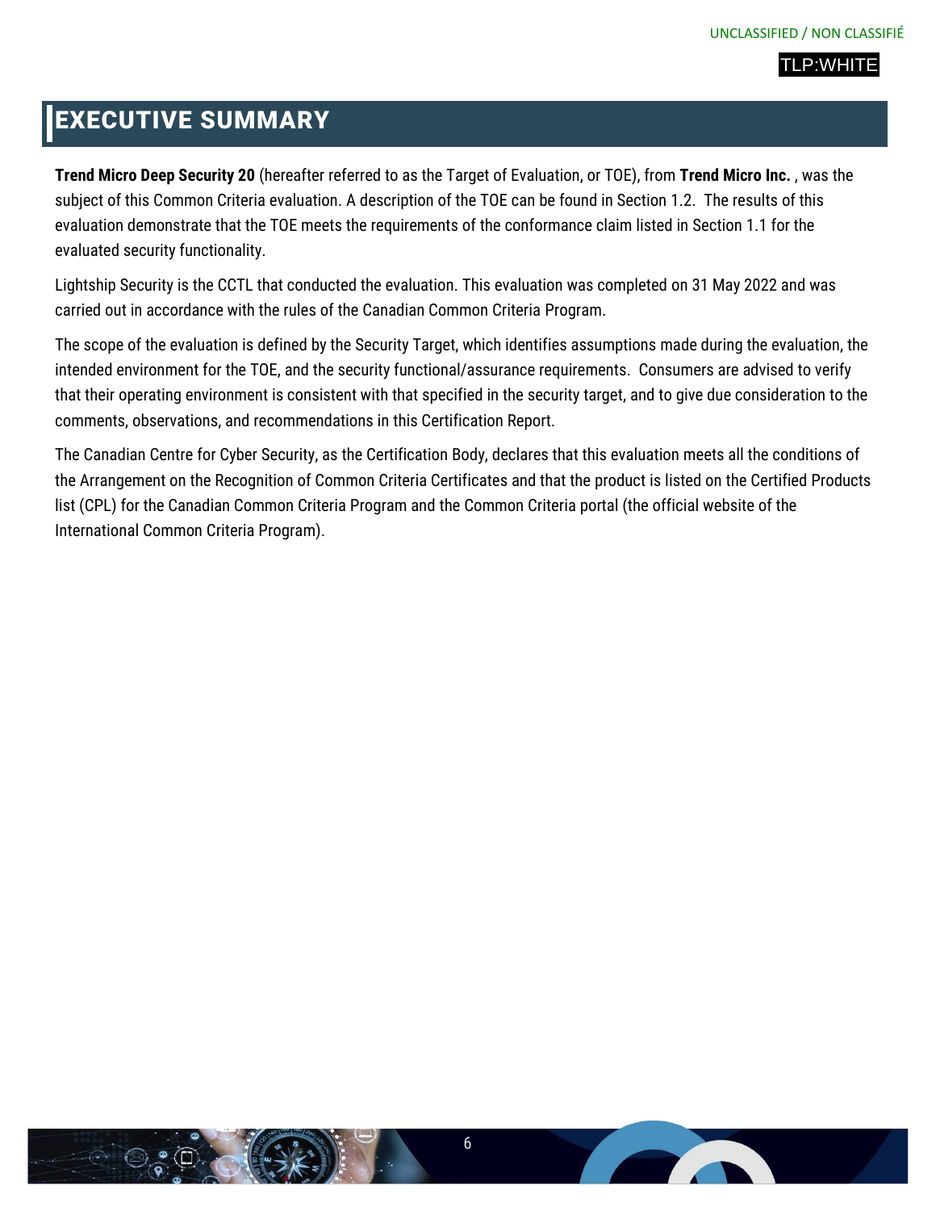# EXECUTIVE SUMMARY

**Trend Micro Deep Security 20** (hereafter referred to as the Target of Evaluation, or TOE), from **Trend Micro Inc.** , was the subject of this Common Criteria evaluation. A description of the TOE can be found in Section 1.2. The results of this evaluation demonstrate that the TOE meets the requirements of the conformance claim listed in Section 1.1 for the evaluated security functionality.

Lightship Security is the CCTL that conducted the evaluation. This evaluation was completed on 31 May 2022 and was carried out in accordance with the rules of the Canadian Common Criteria Program.

The scope of the evaluation is defined by the Security Target, which identifies assumptions made during the evaluation, the intended environment for the TOE, and the security functional/assurance requirements. Consumers are advised to verify that their operating environment is consistent with that specified in the security target, and to give due consideration to the comments, observations, and recommendations in this Certification Report.

The Canadian Centre for Cyber Security, as the Certification Body, declares that this evaluation meets all the conditions of the Arrangement on the Recognition of Common Criteria Certificates and that the product is listed on the Certified Products list (CPL) for the Canadian Common Criteria Program and the Common Criteria portal (the official website of the International Common Criteria Program).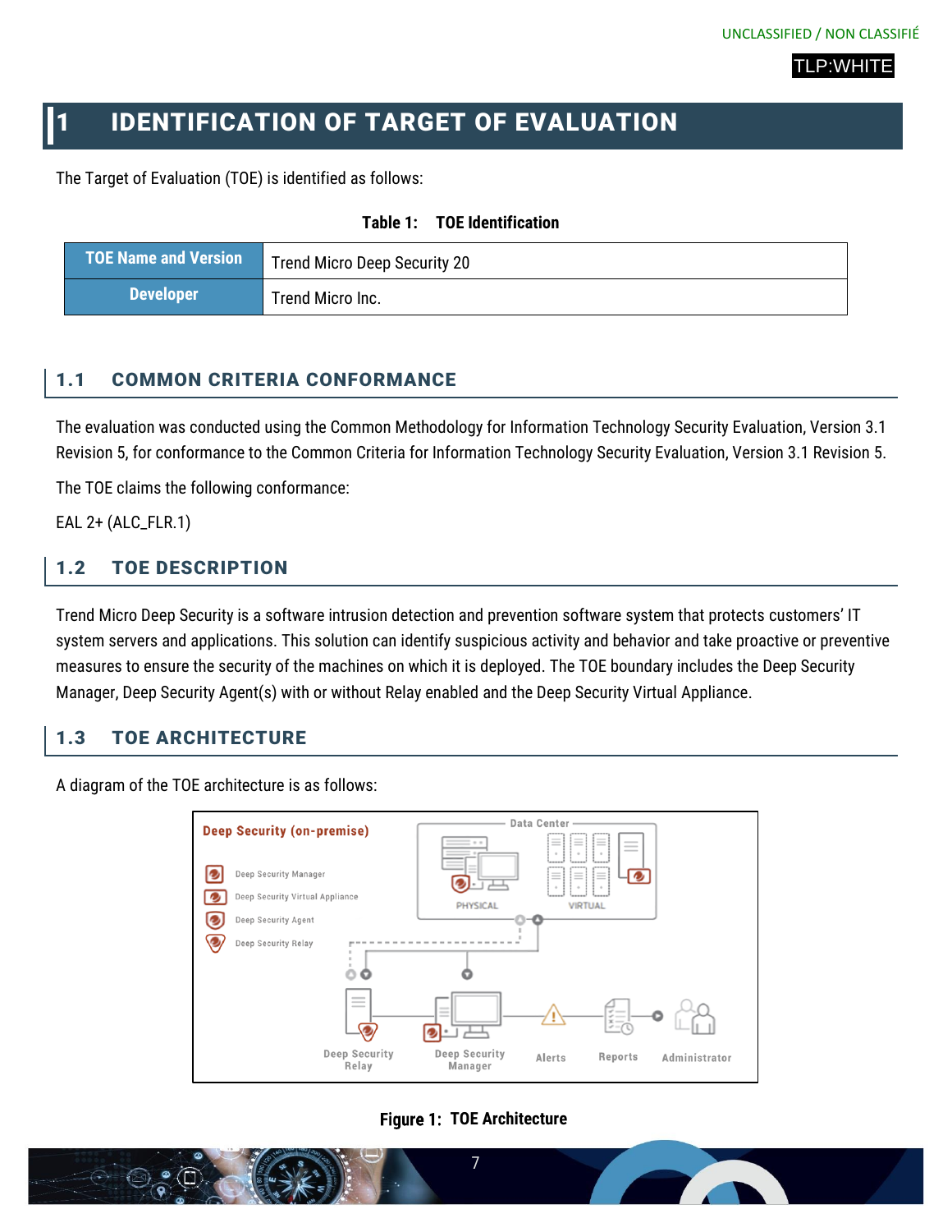# 1 IDENTIFICATION OF TARGET OF EVALUATION

The Target of Evaluation (TOE) is identified as follows:

**Table 1: TOE Identification**

| TOE Name and Version | Trend Micro Deep Security 20 |
|---|---|
| Developer | Trend Micro Inc. |

## 1.1 COMMON CRITERIA CONFORMANCE

The evaluation was conducted using the Common Methodology for Information Technology Security Evaluation, Version 3.1 Revision 5, for conformance to the Common Criteria for Information Technology Security Evaluation, Version 3.1 Revision 5.

The TOE claims the following conformance:

EAL 2+ (ALC_FLR.1)

## 1.2 TOE DESCRIPTION

Trend Micro Deep Security is a software intrusion detection and prevention software system that protects customers' IT system servers and applications. This solution can identify suspicious activity and behavior and take proactive or preventive measures to ensure the security of the machines on which it is deployed. The TOE boundary includes the Deep Security Manager, Deep Security Agent(s) with or without Relay enabled and the Deep Security Virtual Appliance.

## 1.3 TOE ARCHITECTURE

A diagram of the TOE architecture is as follows:

**Figure 1: TOE Architecture**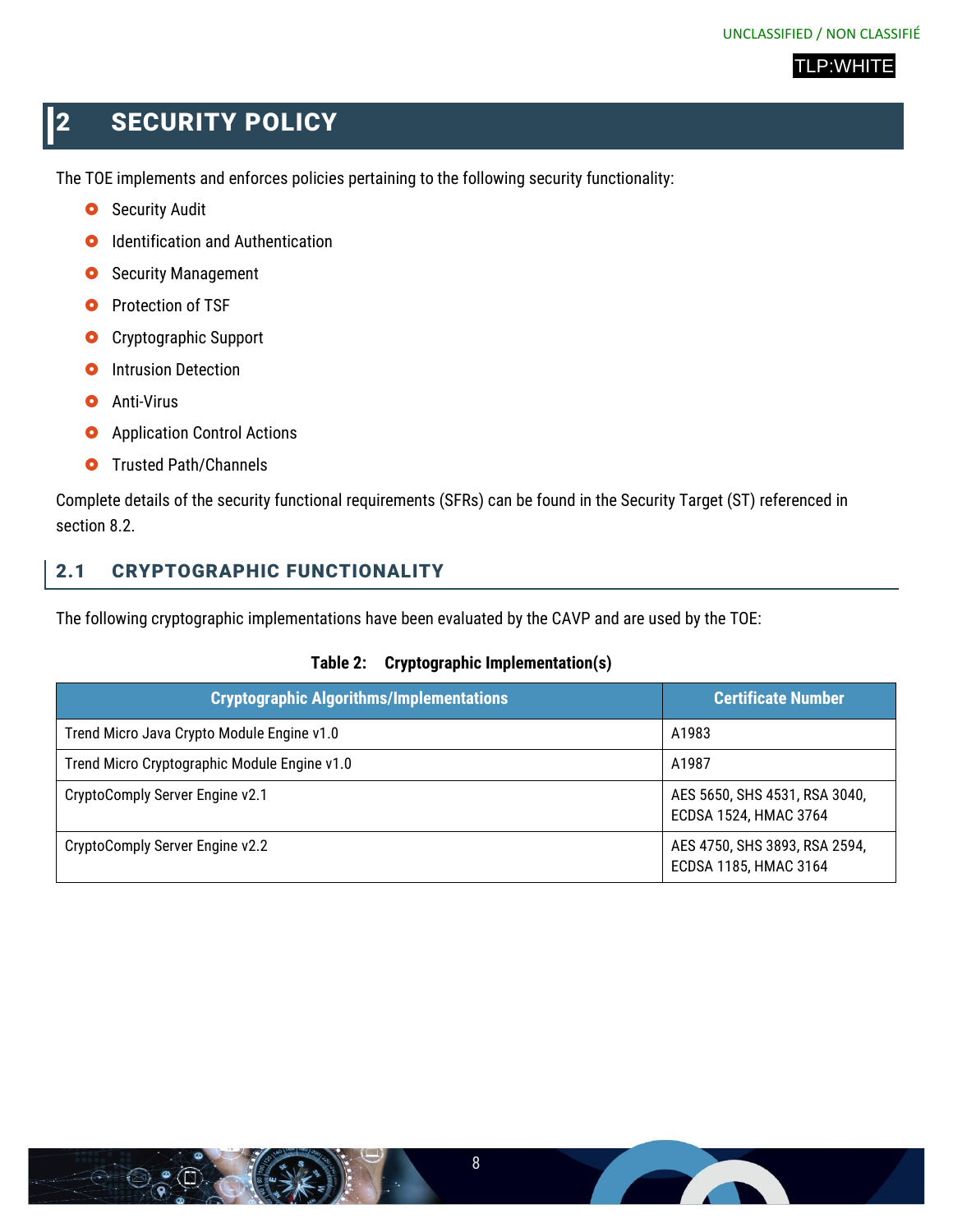# 2 SECURITY POLICY

The TOE implements and enforces policies pertaining to the following security functionality:

- Security Audit
- Identification and Authentication
- Security Management
- Protection of TSF
- Cryptographic Support
- Intrusion Detection
- Anti-Virus
- Application Control Actions
- Trusted Path/Channels

Complete details of the security functional requirements (SFRs) can be found in the Security Target (ST) referenced in section 8.2.

## 2.1 CRYPTOGRAPHIC FUNCTIONALITY

The following cryptographic implementations have been evaluated by the CAVP and are used by the TOE:

**Table 2: Cryptographic Implementation(s)**

| Cryptographic Algorithms/Implementations | Certificate Number |
|---|---|
| Trend Micro Java Crypto Module Engine v1.0 | A1983 |
| Trend Micro Cryptographic Module Engine v1.0 | A1987 |
| CryptoComply Server Engine v2.1 | AES 5650, SHS 4531, RSA 3040, ECDSA 1524, HMAC 3764 |
| CryptoComply Server Engine v2.2 | AES 4750, SHS 3893, RSA 2594, ECDSA 1185, HMAC 3164 |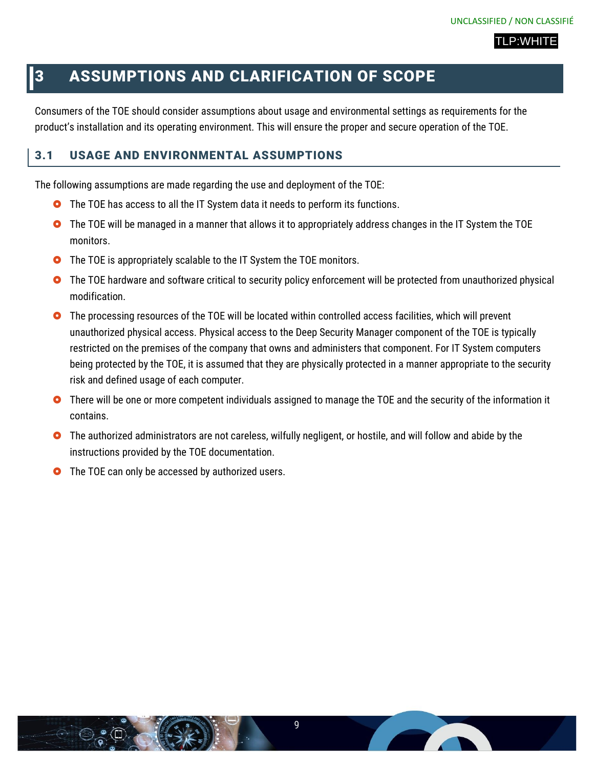# 3 ASSUMPTIONS AND CLARIFICATION OF SCOPE

Consumers of the TOE should consider assumptions about usage and environmental settings as requirements for the product's installation and its operating environment. This will ensure the proper and secure operation of the TOE.

## 3.1 USAGE AND ENVIRONMENTAL ASSUMPTIONS

The following assumptions are made regarding the use and deployment of the TOE:

- The TOE has access to all the IT System data it needs to perform its functions.
- The TOE will be managed in a manner that allows it to appropriately address changes in the IT System the TOE monitors.
- The TOE is appropriately scalable to the IT System the TOE monitors.
- The TOE hardware and software critical to security policy enforcement will be protected from unauthorized physical modification.
- The processing resources of the TOE will be located within controlled access facilities, which will prevent unauthorized physical access. Physical access to the Deep Security Manager component of the TOE is typically restricted on the premises of the company that owns and administers that component. For IT System computers being protected by the TOE, it is assumed that they are physically protected in a manner appropriate to the security risk and defined usage of each computer.
- There will be one or more competent individuals assigned to manage the TOE and the security of the information it contains.
- The authorized administrators are not careless, wilfully negligent, or hostile, and will follow and abide by the instructions provided by the TOE documentation.
- The TOE can only be accessed by authorized users.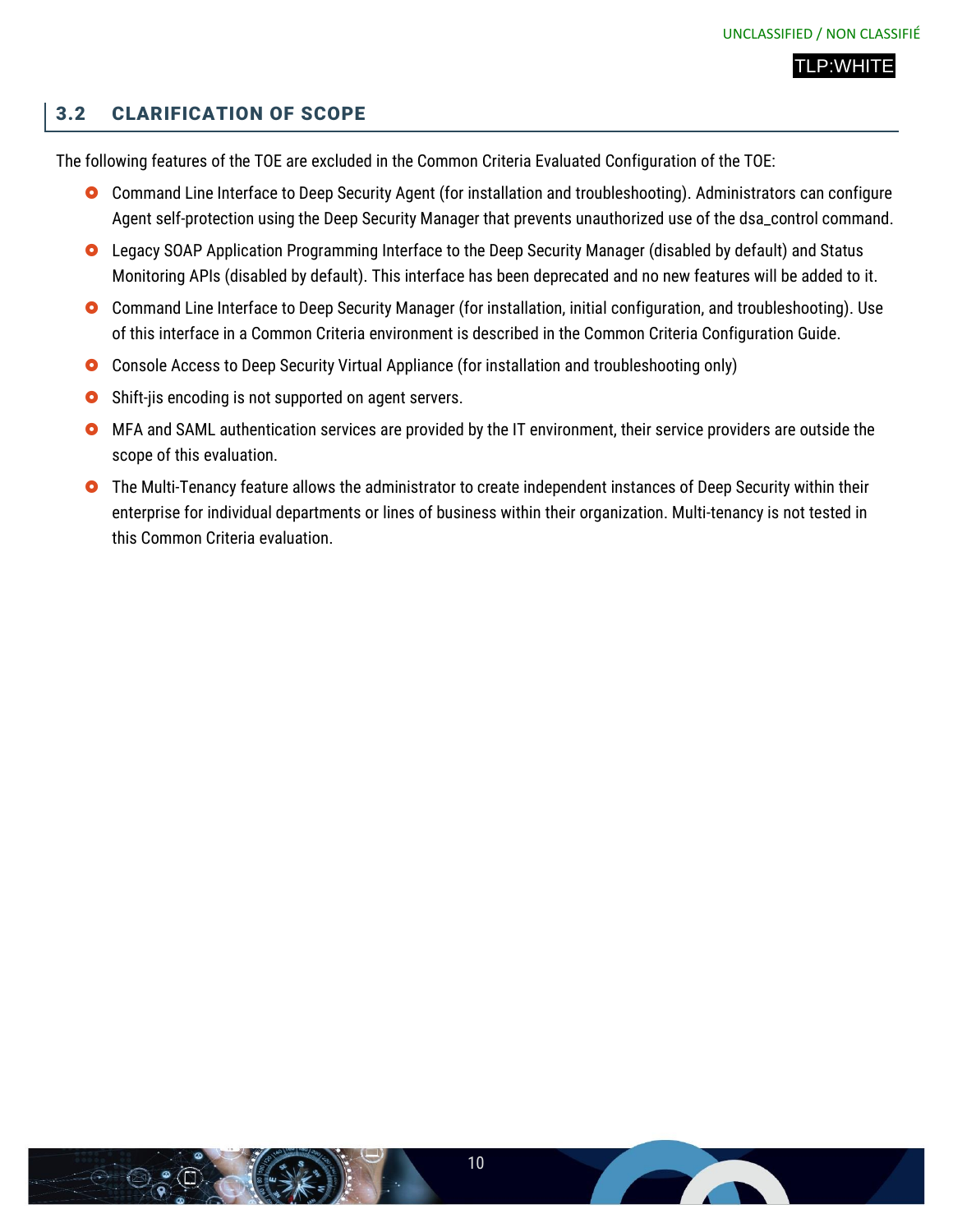## 3.2 CLARIFICATION OF SCOPE

The following features of the TOE are excluded in the Common Criteria Evaluated Configuration of the TOE:

- Command Line Interface to Deep Security Agent (for installation and troubleshooting). Administrators can configure Agent self-protection using the Deep Security Manager that prevents unauthorized use of the dsa_control command.
- Legacy SOAP Application Programming Interface to the Deep Security Manager (disabled by default) and Status Monitoring APIs (disabled by default). This interface has been deprecated and no new features will be added to it.
- Command Line Interface to Deep Security Manager (for installation, initial configuration, and troubleshooting). Use of this interface in a Common Criteria environment is described in the Common Criteria Configuration Guide.
- Console Access to Deep Security Virtual Appliance (for installation and troubleshooting only)
- Shift-jis encoding is not supported on agent servers.
- MFA and SAML authentication services are provided by the IT environment, their service providers are outside the scope of this evaluation.
- The Multi-Tenancy feature allows the administrator to create independent instances of Deep Security within their enterprise for individual departments or lines of business within their organization. Multi-tenancy is not tested in this Common Criteria evaluation.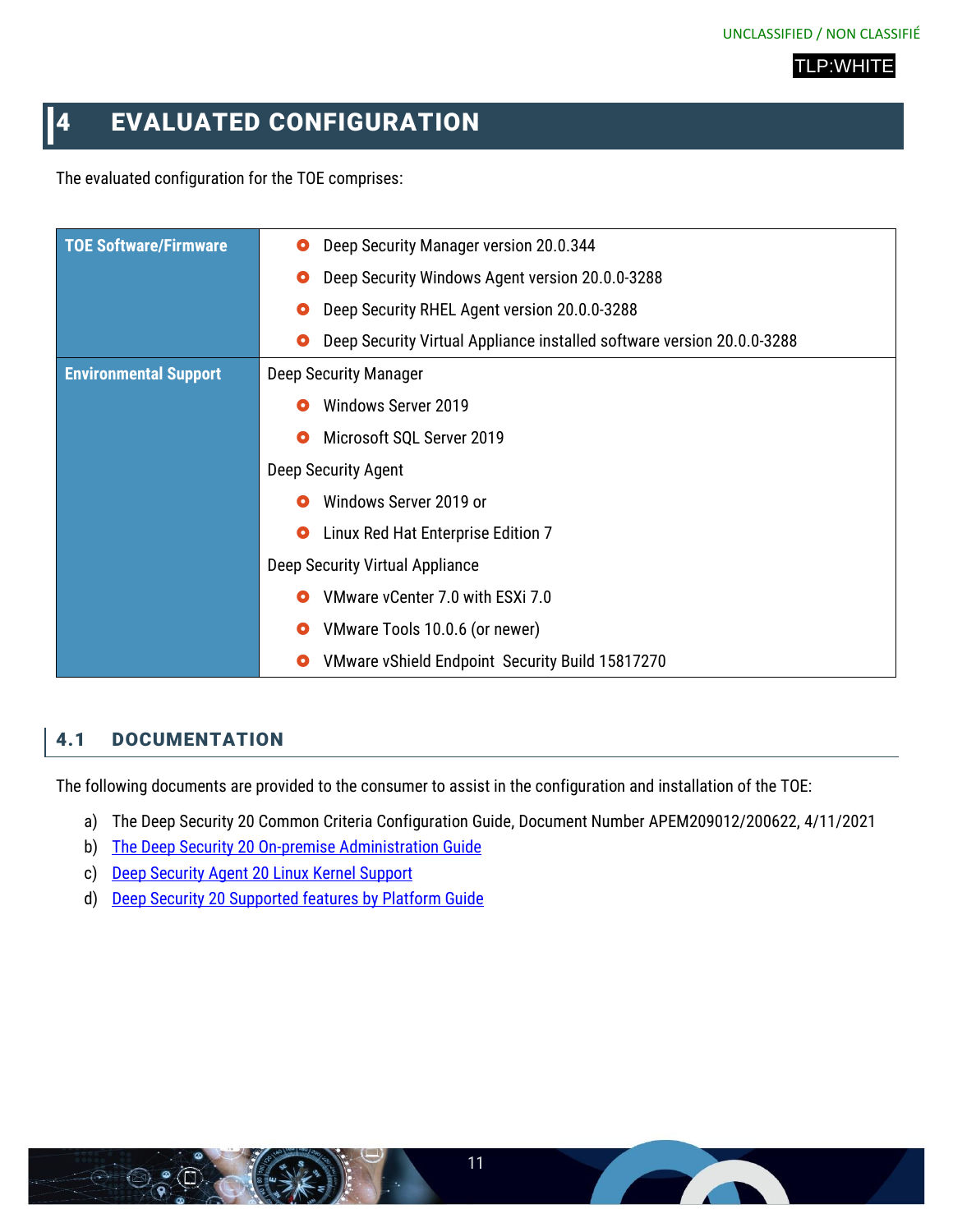# 4 EVALUATED CONFIGURATION

The evaluated configuration for the TOE comprises:

| | |
|---|---|
| **TOE Software/Firmware** | • Deep Security Manager version 20.0.344<br>• Deep Security Windows Agent version 20.0.0-3288<br>• Deep Security RHEL Agent version 20.0.0-3288<br>• Deep Security Virtual Appliance installed software version 20.0.0-3288 |
| **Environmental Support** | Deep Security Manager<br>• Windows Server 2019<br>• Microsoft SQL Server 2019<br>Deep Security Agent<br>• Windows Server 2019 or<br>• Linux Red Hat Enterprise Edition 7<br>Deep Security Virtual Appliance<br>• VMware vCenter 7.0 with ESXi 7.0<br>• VMware Tools 10.0.6 (or newer)<br>• VMware vShield Endpoint Security Build 15817270 |

## 4.1 DOCUMENTATION

The following documents are provided to the consumer to assist in the configuration and installation of the TOE:

a) The Deep Security 20 Common Criteria Configuration Guide, Document Number APEM209012/200622, 4/11/2021
b) The Deep Security 20 On-premise Administration Guide
c) Deep Security Agent 20 Linux Kernel Support
d) Deep Security 20 Supported features by Platform Guide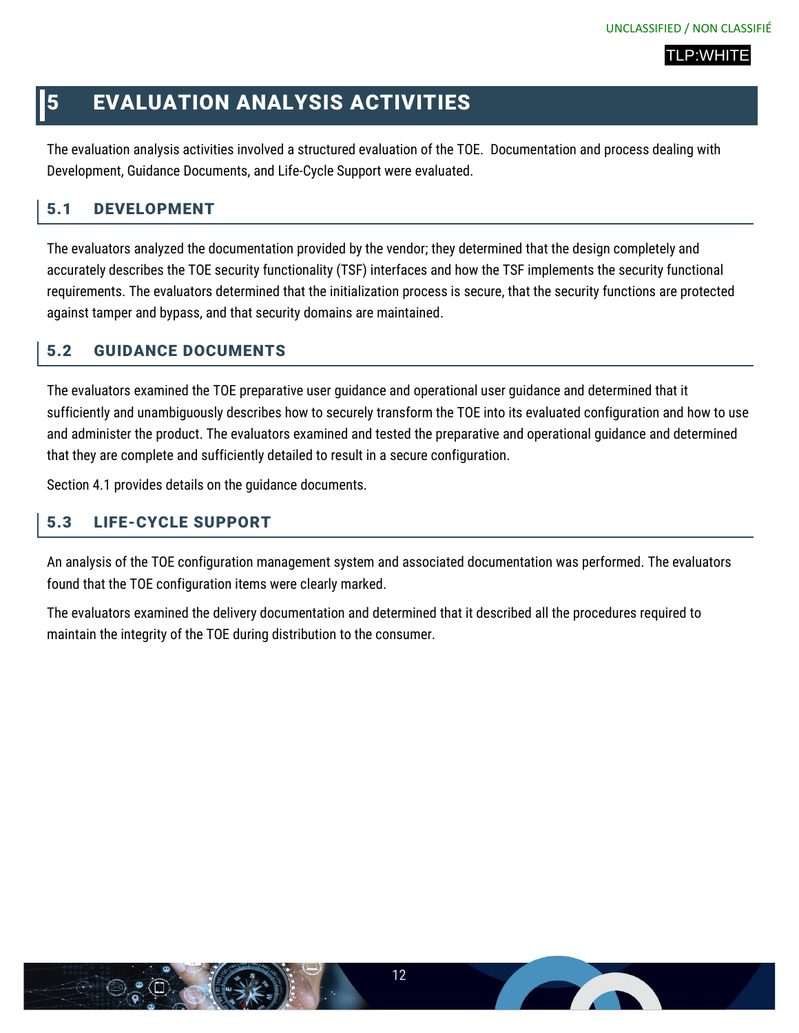# 5 EVALUATION ANALYSIS ACTIVITIES

The evaluation analysis activities involved a structured evaluation of the TOE. Documentation and process dealing with Development, Guidance Documents, and Life-Cycle Support were evaluated.

## 5.1 DEVELOPMENT

The evaluators analyzed the documentation provided by the vendor; they determined that the design completely and accurately describes the TOE security functionality (TSF) interfaces and how the TSF implements the security functional requirements. The evaluators determined that the initialization process is secure, that the security functions are protected against tamper and bypass, and that security domains are maintained.

## 5.2 GUIDANCE DOCUMENTS

The evaluators examined the TOE preparative user guidance and operational user guidance and determined that it sufficiently and unambiguously describes how to securely transform the TOE into its evaluated configuration and how to use and administer the product. The evaluators examined and tested the preparative and operational guidance and determined that they are complete and sufficiently detailed to result in a secure configuration.

Section 4.1 provides details on the guidance documents.

## 5.3 LIFE-CYCLE SUPPORT

An analysis of the TOE configuration management system and associated documentation was performed. The evaluators found that the TOE configuration items were clearly marked.

The evaluators examined the delivery documentation and determined that it described all the procedures required to maintain the integrity of the TOE during distribution to the consumer.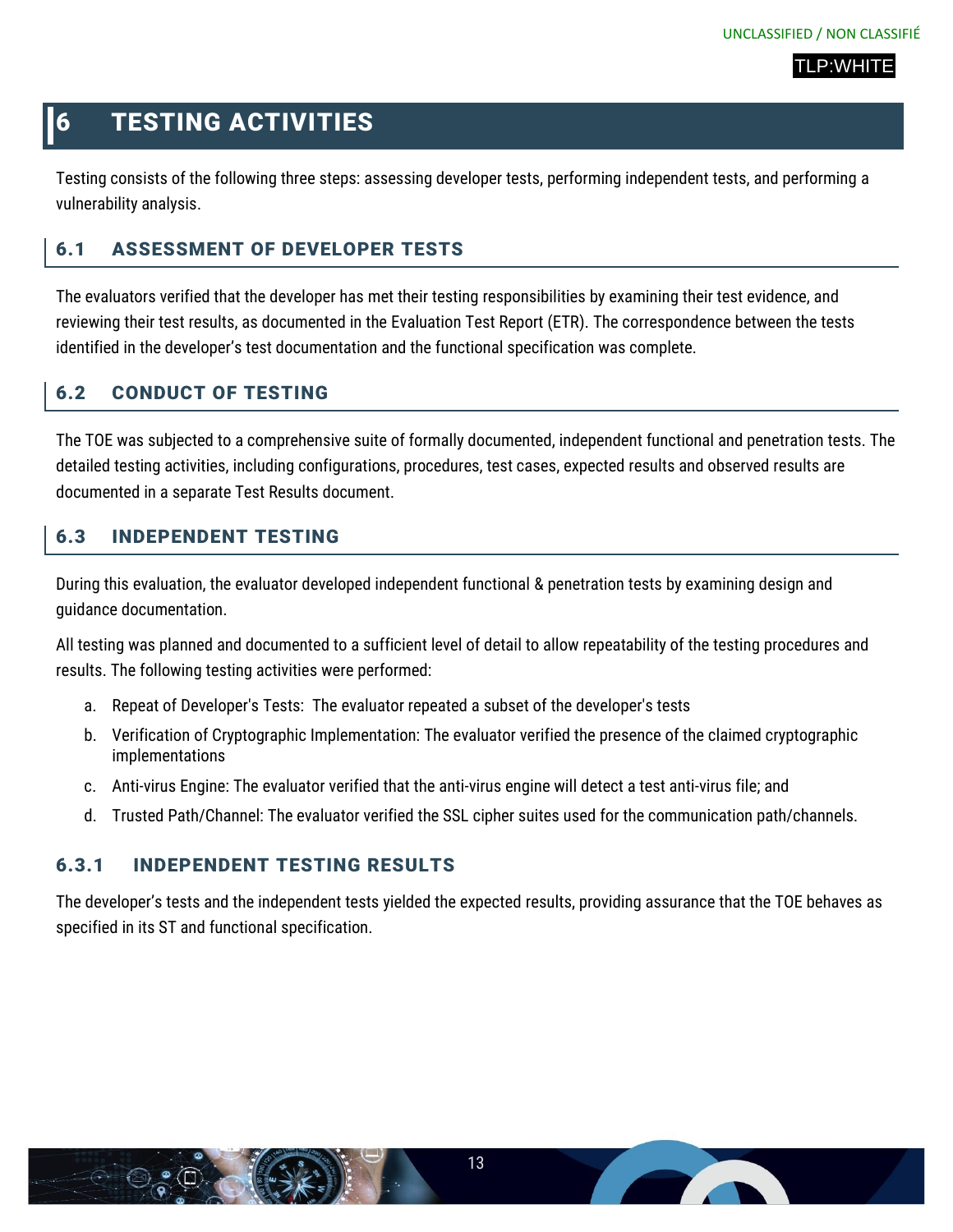# 6 TESTING ACTIVITIES

Testing consists of the following three steps: assessing developer tests, performing independent tests, and performing a vulnerability analysis.

## 6.1 ASSESSMENT OF DEVELOPER TESTS

The evaluators verified that the developer has met their testing responsibilities by examining their test evidence, and reviewing their test results, as documented in the Evaluation Test Report (ETR). The correspondence between the tests identified in the developer's test documentation and the functional specification was complete.

## 6.2 CONDUCT OF TESTING

The TOE was subjected to a comprehensive suite of formally documented, independent functional and penetration tests. The detailed testing activities, including configurations, procedures, test cases, expected results and observed results are documented in a separate Test Results document.

## 6.3 INDEPENDENT TESTING

During this evaluation, the evaluator developed independent functional & penetration tests by examining design and guidance documentation.

All testing was planned and documented to a sufficient level of detail to allow repeatability of the testing procedures and results. The following testing activities were performed:

a. Repeat of Developer's Tests: The evaluator repeated a subset of the developer's tests

b. Verification of Cryptographic Implementation: The evaluator verified the presence of the claimed cryptographic implementations

c. Anti-virus Engine: The evaluator verified that the anti-virus engine will detect a test anti-virus file; and

d. Trusted Path/Channel: The evaluator verified the SSL cipher suites used for the communication path/channels.

### 6.3.1 INDEPENDENT TESTING RESULTS

The developer's tests and the independent tests yielded the expected results, providing assurance that the TOE behaves as specified in its ST and functional specification.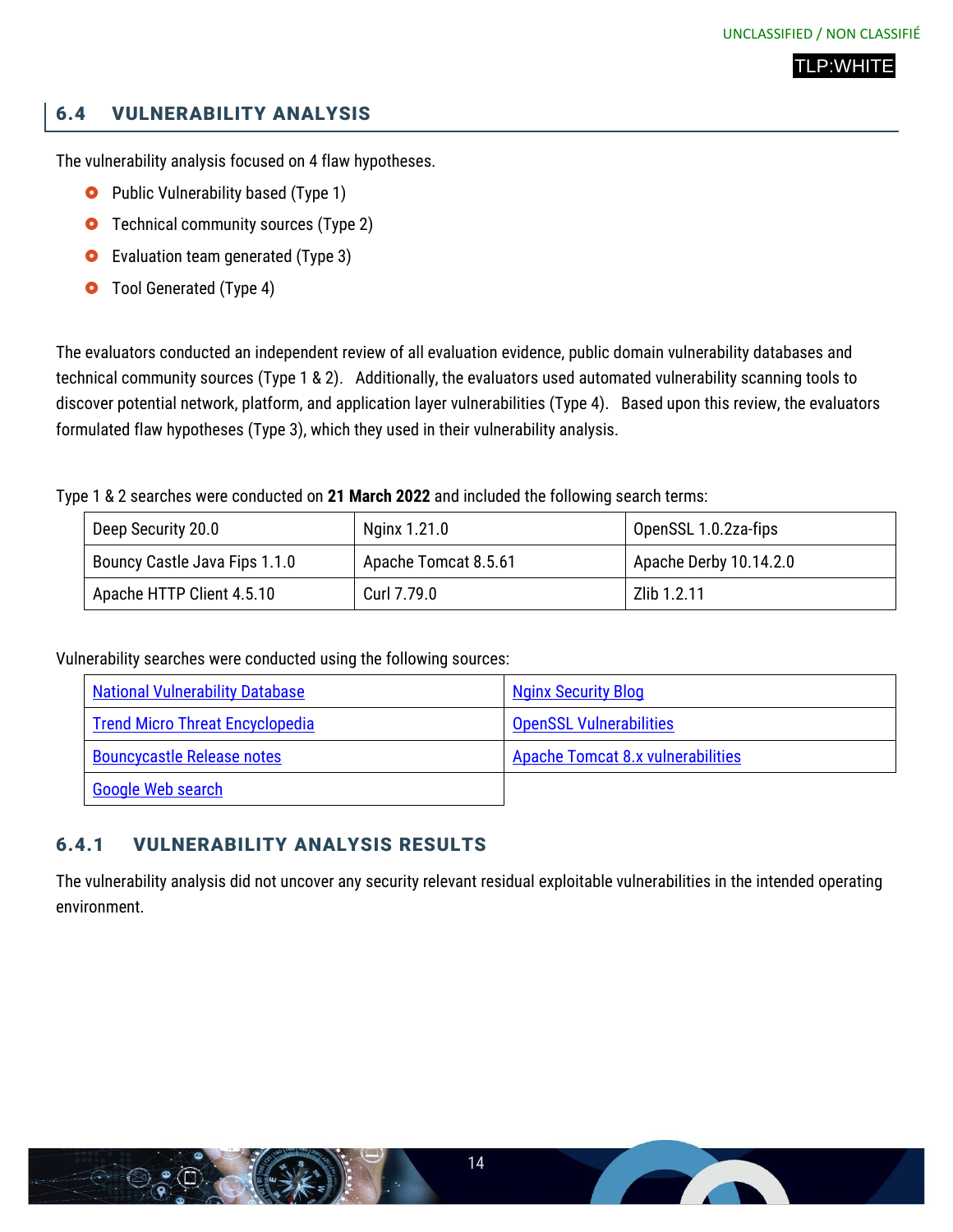## 6.4 VULNERABILITY ANALYSIS

The vulnerability analysis focused on 4 flaw hypotheses.

- Public Vulnerability based (Type 1)
- Technical community sources (Type 2)
- Evaluation team generated (Type 3)
- Tool Generated (Type 4)

The evaluators conducted an independent review of all evaluation evidence, public domain vulnerability databases and technical community sources (Type 1 & 2). Additionally, the evaluators used automated vulnerability scanning tools to discover potential network, platform, and application layer vulnerabilities (Type 4). Based upon this review, the evaluators formulated flaw hypotheses (Type 3), which they used in their vulnerability analysis.

Type 1 & 2 searches were conducted on **21 March 2022** and included the following search terms:

| | | |
|---|---|---|
| Deep Security 20.0 | Nginx 1.21.0 | OpenSSL 1.0.2za-fips |
| Bouncy Castle Java Fips 1.1.0 | Apache Tomcat 8.5.61 | Apache Derby 10.14.2.0 |
| Apache HTTP Client 4.5.10 | Curl 7.79.0 | Zlib 1.2.11 |

Vulnerability searches were conducted using the following sources:

| | |
|---|---|
| National Vulnerability Database | Nginx Security Blog |
| Trend Micro Threat Encyclopedia | OpenSSL Vulnerabilities |
| Bouncycastle Release notes | Apache Tomcat 8.x vulnerabilities |
| Google Web search | |

### 6.4.1 VULNERABILITY ANALYSIS RESULTS

The vulnerability analysis did not uncover any security relevant residual exploitable vulnerabilities in the intended operating environment.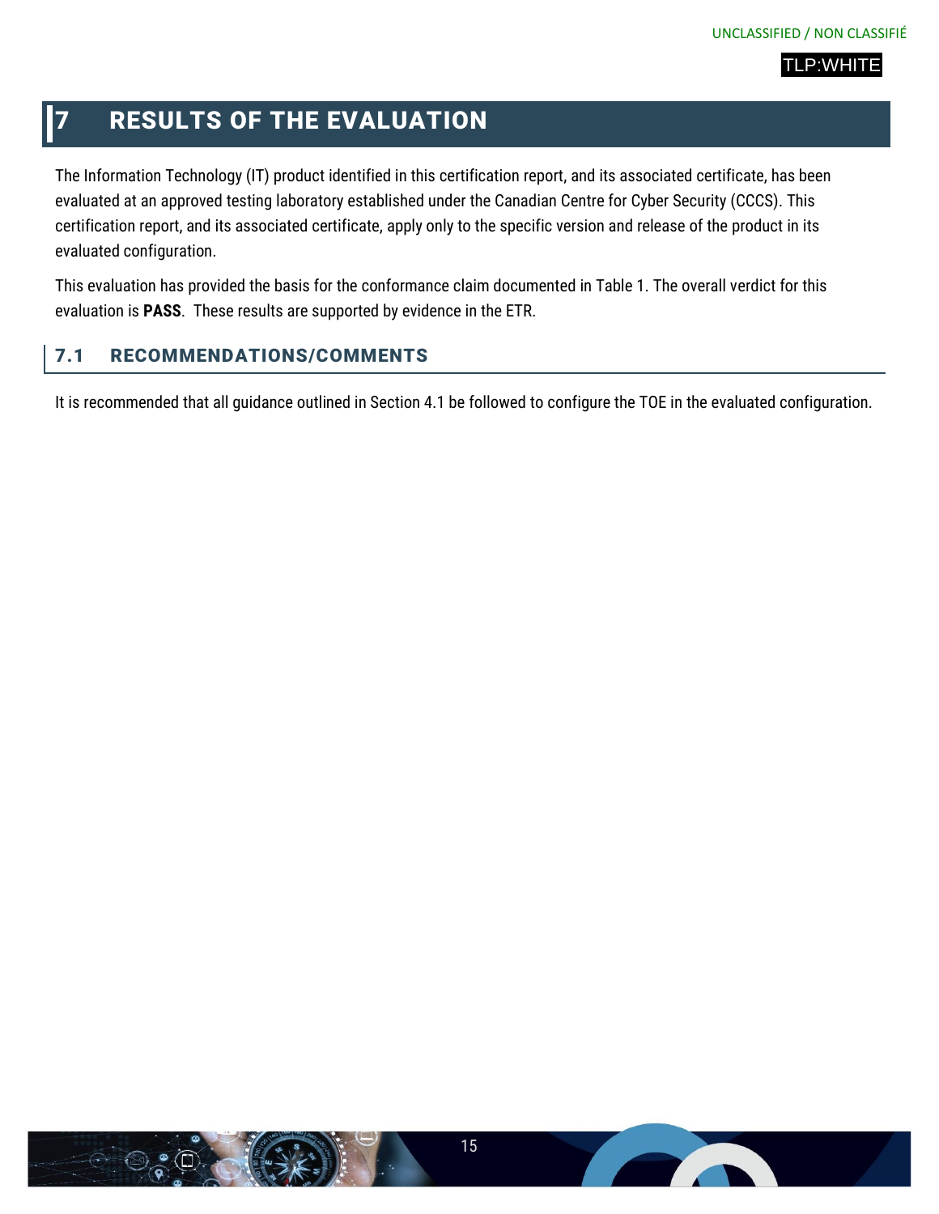# 7 RESULTS OF THE EVALUATION

The Information Technology (IT) product identified in this certification report, and its associated certificate, has been evaluated at an approved testing laboratory established under the Canadian Centre for Cyber Security (CCCS). This certification report, and its associated certificate, apply only to the specific version and release of the product in its evaluated configuration.

This evaluation has provided the basis for the conformance claim documented in Table 1. The overall verdict for this evaluation is **PASS**. These results are supported by evidence in the ETR.

## 7.1 RECOMMENDATIONS/COMMENTS

It is recommended that all guidance outlined in Section 4.1 be followed to configure the TOE in the evaluated configuration.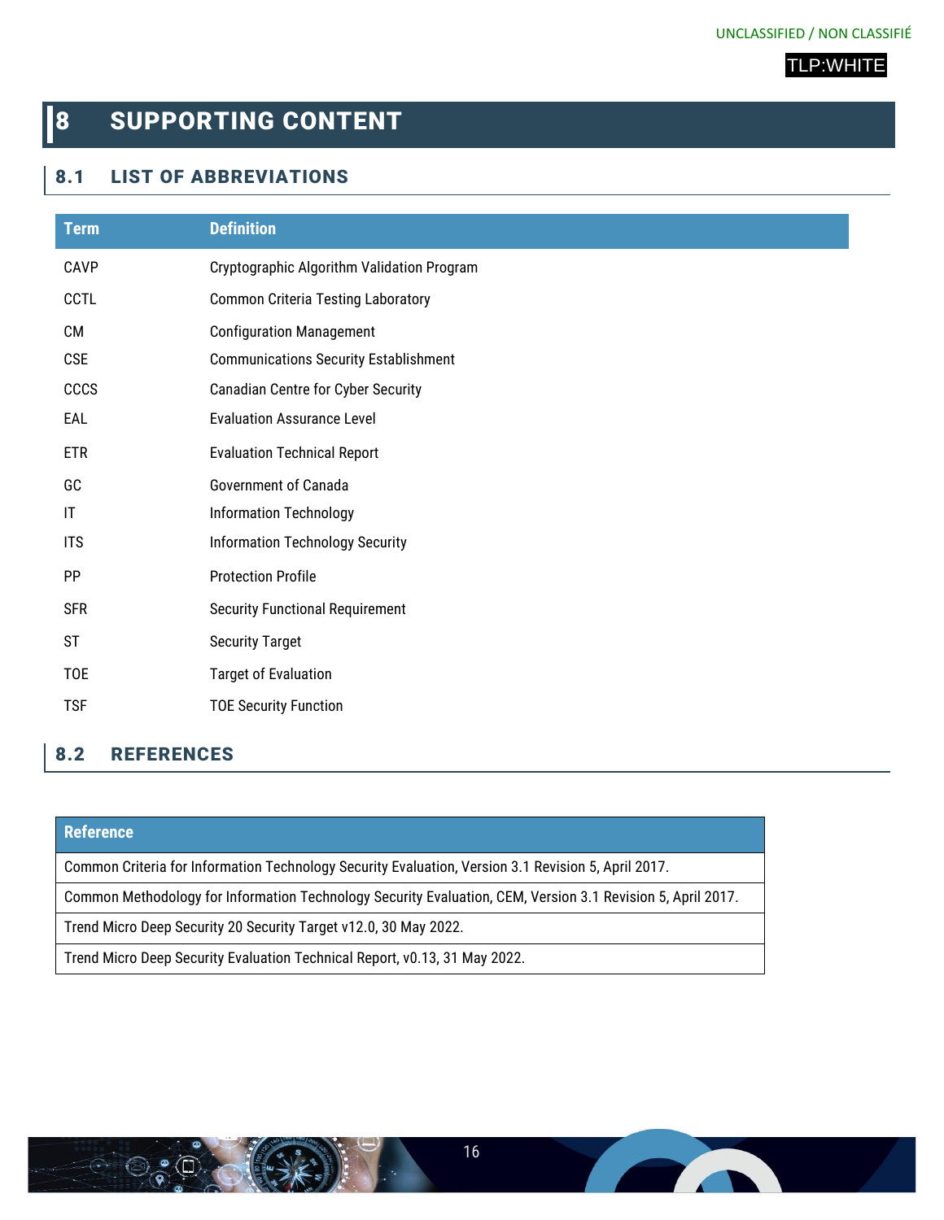# 8 SUPPORTING CONTENT

## 8.1 LIST OF ABBREVIATIONS

| Term | Definition |
|---|---|
| CAVP | Cryptographic Algorithm Validation Program |
| CCTL | Common Criteria Testing Laboratory |
| CM | Configuration Management |
| CSE | Communications Security Establishment |
| CCCS | Canadian Centre for Cyber Security |
| EAL | Evaluation Assurance Level |
| ETR | Evaluation Technical Report |
| GC | Government of Canada |
| IT | Information Technology |
| ITS | Information Technology Security |
| PP | Protection Profile |
| SFR | Security Functional Requirement |
| ST | Security Target |
| TOE | Target of Evaluation |
| TSF | TOE Security Function |

## 8.2 REFERENCES

| Reference |
|---|
| Common Criteria for Information Technology Security Evaluation, Version 3.1 Revision 5, April 2017. |
| Common Methodology for Information Technology Security Evaluation, CEM, Version 3.1 Revision 5, April 2017. |
| Trend Micro Deep Security 20 Security Target v12.0, 30 May 2022. |
| Trend Micro Deep Security Evaluation Technical Report, v0.13, 31 May 2022. |